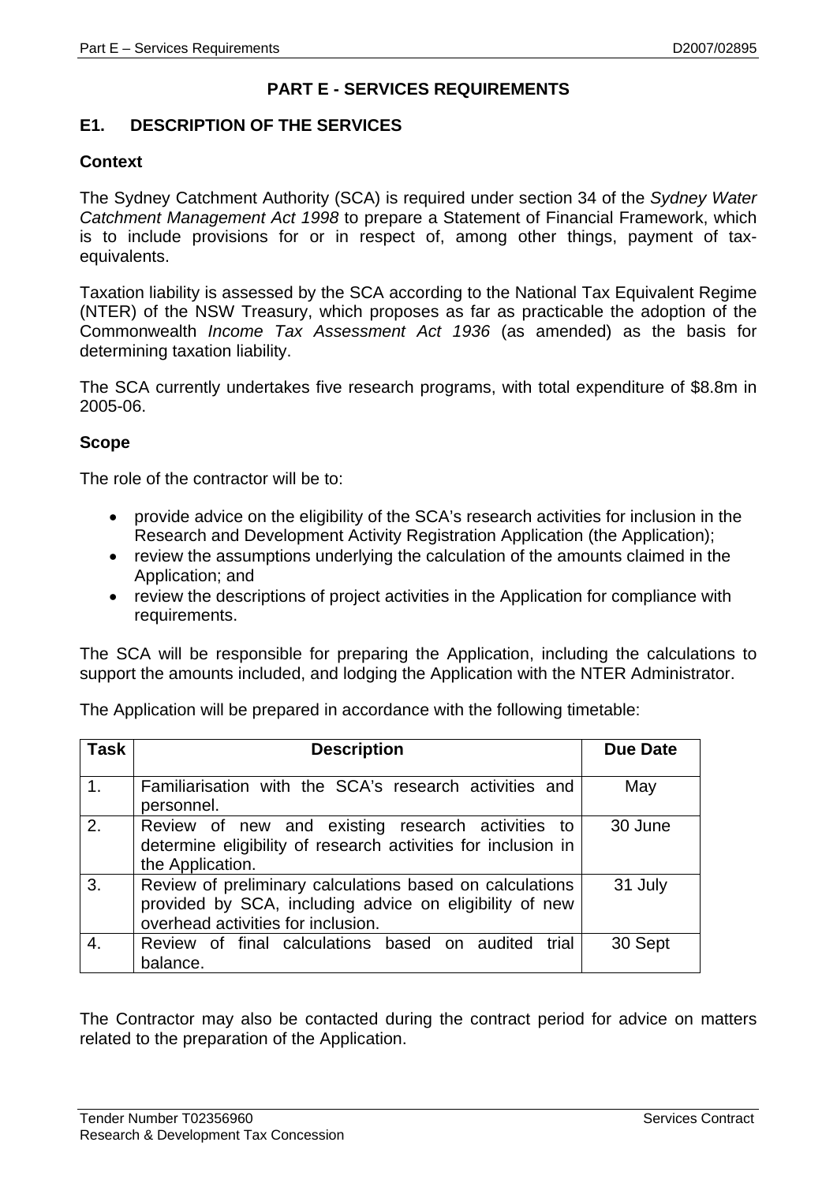# PART E - SERVICES REQUIREMENTS

## E1. DESCRIPTION OF THE SERVICES

### Context

The Sydney Catchment Authority (SCA) is required under section 34 of the *Sydney Water Catchment Management Act 1998* to prepare a Statement of Financial Framework, which is to include provisions for or in respect of, among other things, payment of tax-equivalents.

Taxation liability is assessed by the SCA according to the National Tax Equivalent Regime (NTER) of the NSW Treasury, which proposes as far as practicable the adoption of the Commonwealth *Income Tax Assessment Act 1936* (as amended) as the basis for determining taxation liability.

The SCA currently undertakes five research programs, with total expenditure of $8.8m in 2005-06.

### Scope

The role of the contractor will be to:

- provide advice on the eligibility of the SCA's research activities for inclusion in the Research and Development Activity Registration Application (the Application);
- review the assumptions underlying the calculation of the amounts claimed in the Application; and
- review the descriptions of project activities in the Application for compliance with requirements.

The SCA will be responsible for preparing the Application, including the calculations to support the amounts included, and lodging the Application with the NTER Administrator.

The Application will be prepared in accordance with the following timetable:

| Task | Description | Due Date |
|---|---|---|
| 1. | Familiarisation with the SCA's research activities and personnel. | May |
| 2. | Review of new and existing research activities to determine eligibility of research activities for inclusion in the Application. | 30 June |
| 3. | Review of preliminary calculations based on calculations provided by SCA, including advice on eligibility of new overhead activities for inclusion. | 31 July |
| 4. | Review of final calculations based on audited trial balance. | 30 Sept |

The Contractor may also be contacted during the contract period for advice on matters related to the preparation of the Application.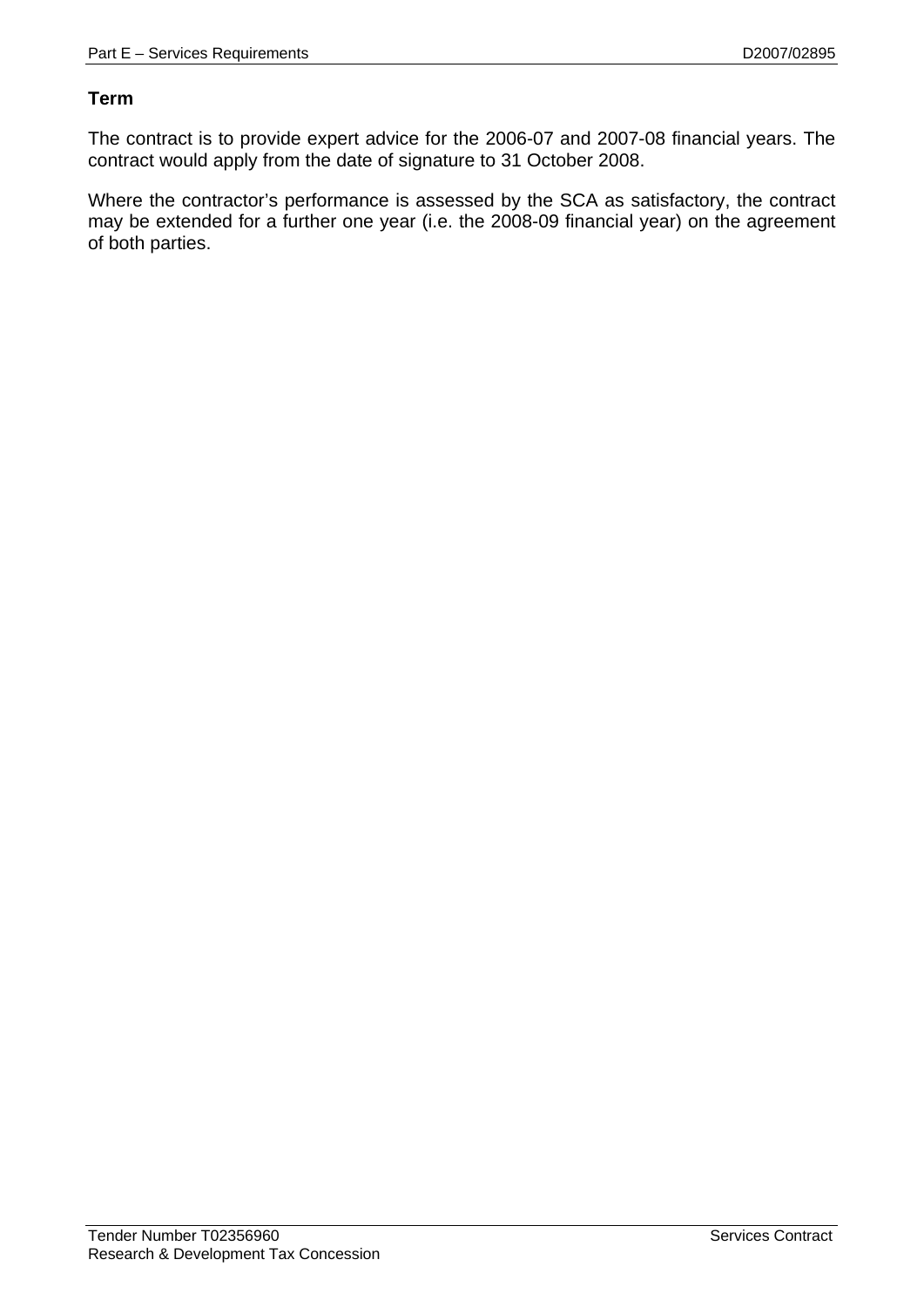**Term**

The contract is to provide expert advice for the 2006-07 and 2007-08 financial years. The contract would apply from the date of signature to 31 October 2008.

Where the contractor's performance is assessed by the SCA as satisfactory, the contract may be extended for a further one year (i.e. the 2008-09 financial year) on the agreement of both parties.